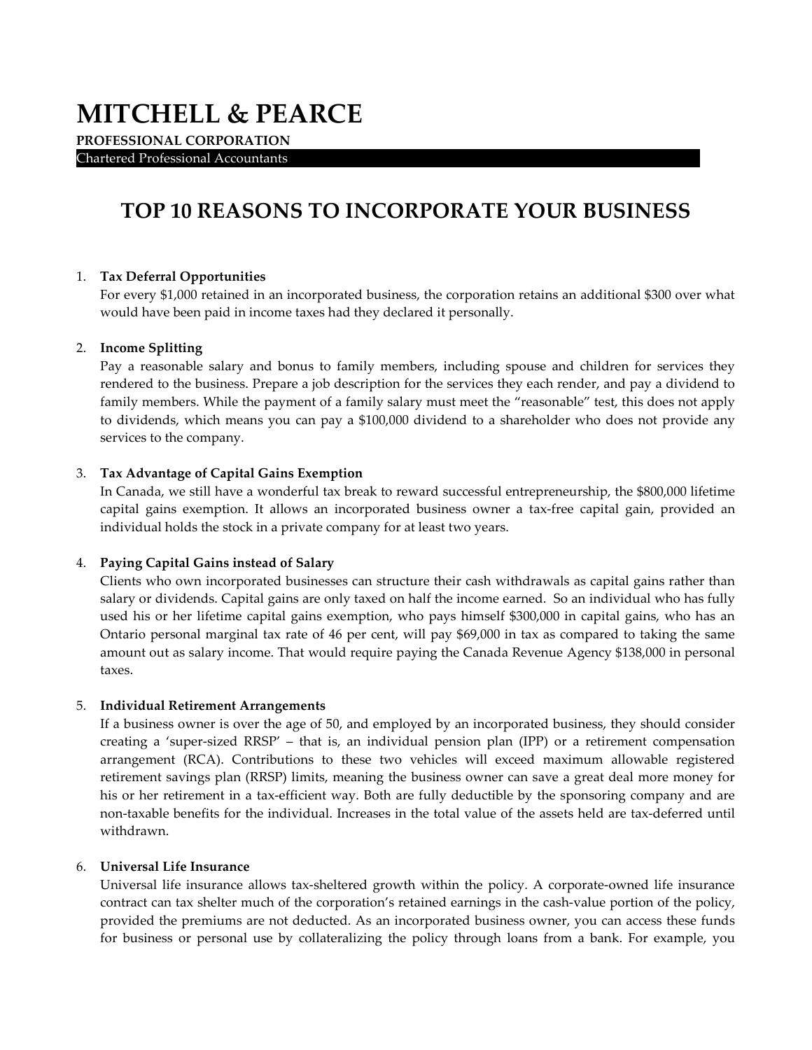# MITCHELL & PEARCE

**PROFESSIONAL CORPORATION**

Chartered Professional Accountants

## TOP 10 REASONS TO INCORPORATE YOUR BUSINESS

1. **Tax Deferral Opportunities**
   For every $1,000 retained in an incorporated business, the corporation retains an additional $300 over what would have been paid in income taxes had they declared it personally.

2. **Income Splitting**
   Pay a reasonable salary and bonus to family members, including spouse and children for services they rendered to the business. Prepare a job description for the services they each render, and pay a dividend to family members. While the payment of a family salary must meet the "reasonable" test, this does not apply to dividends, which means you can pay a $100,000 dividend to a shareholder who does not provide any services to the company.

3. **Tax Advantage of Capital Gains Exemption**
   In Canada, we still have a wonderful tax break to reward successful entrepreneurship, the $800,000 lifetime capital gains exemption. It allows an incorporated business owner a tax-free capital gain, provided an individual holds the stock in a private company for at least two years.

4. **Paying Capital Gains instead of Salary**
   Clients who own incorporated businesses can structure their cash withdrawals as capital gains rather than salary or dividends. Capital gains are only taxed on half the income earned. So an individual who has fully used his or her lifetime capital gains exemption, who pays himself $300,000 in capital gains, who has an Ontario personal marginal tax rate of 46 per cent, will pay $69,000 in tax as compared to taking the same amount out as salary income. That would require paying the Canada Revenue Agency $138,000 in personal taxes.

5. **Individual Retirement Arrangements**
   If a business owner is over the age of 50, and employed by an incorporated business, they should consider creating a 'super-sized RRSP' – that is, an individual pension plan (IPP) or a retirement compensation arrangement (RCA). Contributions to these two vehicles will exceed maximum allowable registered retirement savings plan (RRSP) limits, meaning the business owner can save a great deal more money for his or her retirement in a tax-efficient way. Both are fully deductible by the sponsoring company and are non-taxable benefits for the individual. Increases in the total value of the assets held are tax-deferred until withdrawn.

6. **Universal Life Insurance**
   Universal life insurance allows tax-sheltered growth within the policy. A corporate-owned life insurance contract can tax shelter much of the corporation's retained earnings in the cash-value portion of the policy, provided the premiums are not deducted. As an incorporated business owner, you can access these funds for business or personal use by collateralizing the policy through loans from a bank. For example, you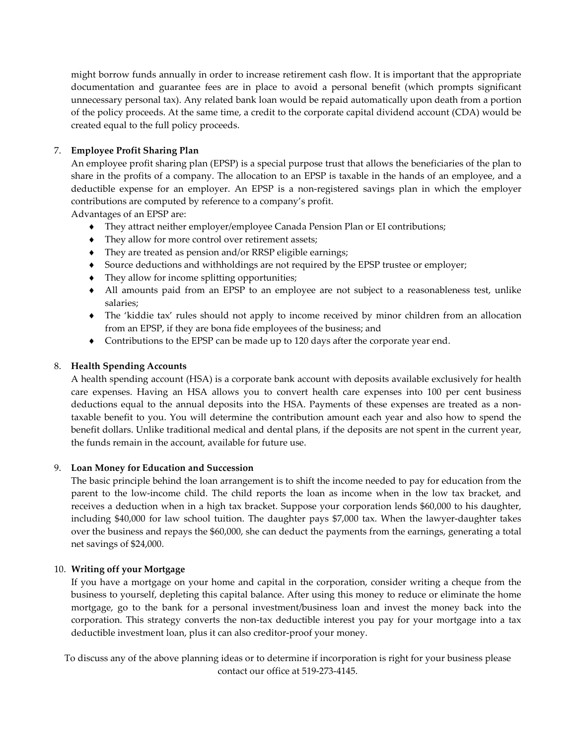might borrow funds annually in order to increase retirement cash flow. It is important that the appropriate documentation and guarantee fees are in place to avoid a personal benefit (which prompts significant unnecessary personal tax). Any related bank loan would be repaid automatically upon death from a portion of the policy proceeds. At the same time, a credit to the corporate capital dividend account (CDA) would be created equal to the full policy proceeds.

7. **Employee Profit Sharing Plan**

   An employee profit sharing plan (EPSP) is a special purpose trust that allows the beneficiaries of the plan to share in the profits of a company. The allocation to an EPSP is taxable in the hands of an employee, and a deductible expense for an employer. An EPSP is a non-registered savings plan in which the employer contributions are computed by reference to a company's profit.

   Advantages of an EPSP are:

   - They attract neither employer/employee Canada Pension Plan or EI contributions;
   - They allow for more control over retirement assets;
   - They are treated as pension and/or RRSP eligible earnings;
   - Source deductions and withholdings are not required by the EPSP trustee or employer;
   - They allow for income splitting opportunities;
   - All amounts paid from an EPSP to an employee are not subject to a reasonableness test, unlike salaries;
   - The 'kiddie tax' rules should not apply to income received by minor children from an allocation from an EPSP, if they are bona fide employees of the business; and
   - Contributions to the EPSP can be made up to 120 days after the corporate year end.

8. **Health Spending Accounts**

   A health spending account (HSA) is a corporate bank account with deposits available exclusively for health care expenses. Having an HSA allows you to convert health care expenses into 100 per cent business deductions equal to the annual deposits into the HSA. Payments of these expenses are treated as a non-taxable benefit to you. You will determine the contribution amount each year and also how to spend the benefit dollars. Unlike traditional medical and dental plans, if the deposits are not spent in the current year, the funds remain in the account, available for future use.

9. **Loan Money for Education and Succession**

   The basic principle behind the loan arrangement is to shift the income needed to pay for education from the parent to the low-income child. The child reports the loan as income when in the low tax bracket, and receives a deduction when in a high tax bracket. Suppose your corporation lends $60,000 to his daughter, including $40,000 for law school tuition. The daughter pays $7,000 tax. When the lawyer-daughter takes over the business and repays the $60,000, she can deduct the payments from the earnings, generating a total net savings of $24,000.

10. **Writing off your Mortgage**

    If you have a mortgage on your home and capital in the corporation, consider writing a cheque from the business to yourself, depleting this capital balance. After using this money to reduce or eliminate the home mortgage, go to the bank for a personal investment/business loan and invest the money back into the corporation. This strategy converts the non-tax deductible interest you pay for your mortgage into a tax deductible investment loan, plus it can also creditor-proof your money.

To discuss any of the above planning ideas or to determine if incorporation is right for your business please contact our office at 519-273-4145.